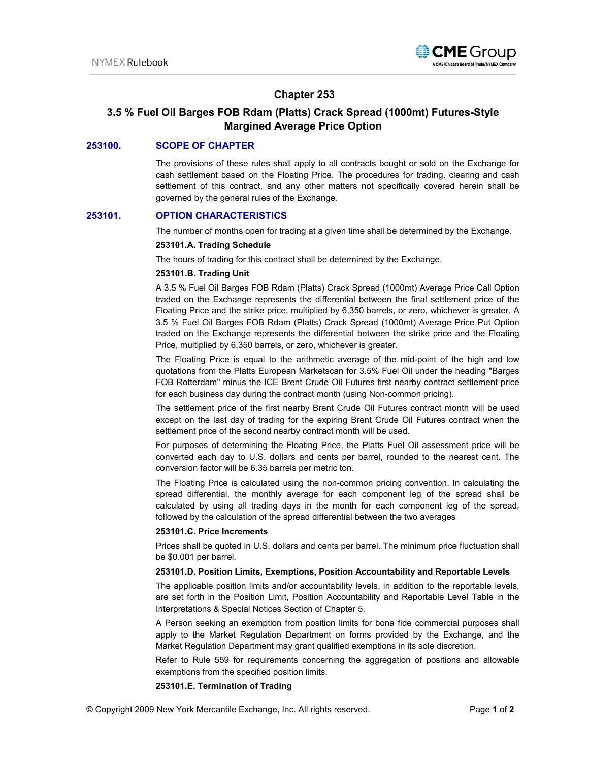# Chapter 253

## 3.5 % Fuel Oil Barges FOB Rdam (Platts) Crack Spread (1000mt) Futures-Style Margined Average Price Option

### 253100. SCOPE OF CHAPTER

The provisions of these rules shall apply to all contracts bought or sold on the Exchange for cash settlement based on the Floating Price. The procedures for trading, clearing and cash settlement of this contract, and any other matters not specifically covered herein shall be governed by the general rules of the Exchange.

### 253101. OPTION CHARACTERISTICS

The number of months open for trading at a given time shall be determined by the Exchange.

**253101.A. Trading Schedule**

The hours of trading for this contract shall be determined by the Exchange.

**253101.B. Trading Unit**

A 3.5 % Fuel Oil Barges FOB Rdam (Platts) Crack Spread (1000mt) Average Price Call Option traded on the Exchange represents the differential between the final settlement price of the Floating Price and the strike price, multiplied by 6,350 barrels, or zero, whichever is greater. A 3.5 % Fuel Oil Barges FOB Rdam (Platts) Crack Spread (1000mt) Average Price Put Option traded on the Exchange represents the differential between the strike price and the Floating Price, multiplied by 6,350 barrels, or zero, whichever is greater.

The Floating Price is equal to the arithmetic average of the mid-point of the high and low quotations from the Platts European Marketscan for 3.5% Fuel Oil under the heading "Barges FOB Rotterdam" minus the ICE Brent Crude Oil Futures first nearby contract settlement price for each business day during the contract month (using Non-common pricing).

The settlement price of the first nearby Brent Crude Oil Futures contract month will be used except on the last day of trading for the expiring Brent Crude Oil Futures contract when the settlement price of the second nearby contract month will be used.

For purposes of determining the Floating Price, the Platts Fuel Oil assessment price will be converted each day to U.S. dollars and cents per barrel, rounded to the nearest cent. The conversion factor will be 6.35 barrels per metric ton.

The Floating Price is calculated using the non-common pricing convention. In calculating the spread differential, the monthly average for each component leg of the spread shall be calculated by using all trading days in the month for each component leg of the spread, followed by the calculation of the spread differential between the two averages

**253101.C. Price Increments**

Prices shall be quoted in U.S. dollars and cents per barrel. The minimum price fluctuation shall be $0.001 per barrel.

**253101.D. Position Limits, Exemptions, Position Accountability and Reportable Levels**

The applicable position limits and/or accountability levels, in addition to the reportable levels, are set forth in the Position Limit, Position Accountability and Reportable Level Table in the Interpretations & Special Notices Section of Chapter 5.

A Person seeking an exemption from position limits for bona fide commercial purposes shall apply to the Market Regulation Department on forms provided by the Exchange, and the Market Regulation Department may grant qualified exemptions in its sole discretion.

Refer to Rule 559 for requirements concerning the aggregation of positions and allowable exemptions from the specified position limits.

**253101.E. Termination of Trading**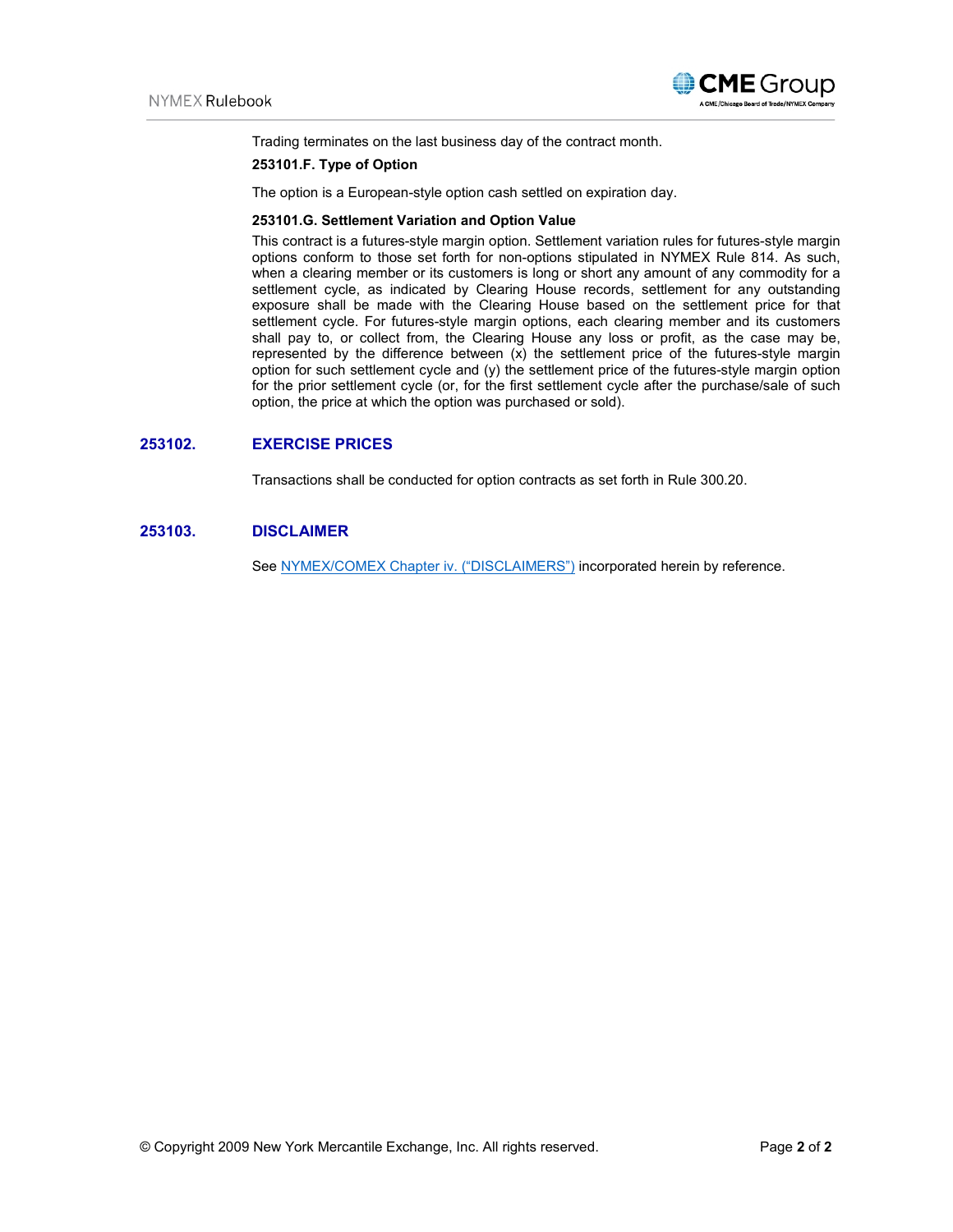Trading terminates on the last business day of the contract month.

**253101.F. Type of Option**

The option is a European-style option cash settled on expiration day.

**253101.G. Settlement Variation and Option Value**

This contract is a futures-style margin option. Settlement variation rules for futures-style margin options conform to those set forth for non-options stipulated in NYMEX Rule 814. As such, when a clearing member or its customers is long or short any amount of any commodity for a settlement cycle, as indicated by Clearing House records, settlement for any outstanding exposure shall be made with the Clearing House based on the settlement price for that settlement cycle. For futures-style margin options, each clearing member and its customers shall pay to, or collect from, the Clearing House any loss or profit, as the case may be, represented by the difference between (x) the settlement price of the futures-style margin option for such settlement cycle and (y) the settlement price of the futures-style margin option for the prior settlement cycle (or, for the first settlement cycle after the purchase/sale of such option, the price at which the option was purchased or sold).

## 253102. EXERCISE PRICES

Transactions shall be conducted for option contracts as set forth in Rule 300.20.

## 253103. DISCLAIMER

See NYMEX/COMEX Chapter iv. ("DISCLAIMERS") incorporated herein by reference.

© Copyright 2009 New York Mercantile Exchange, Inc. All rights reserved.